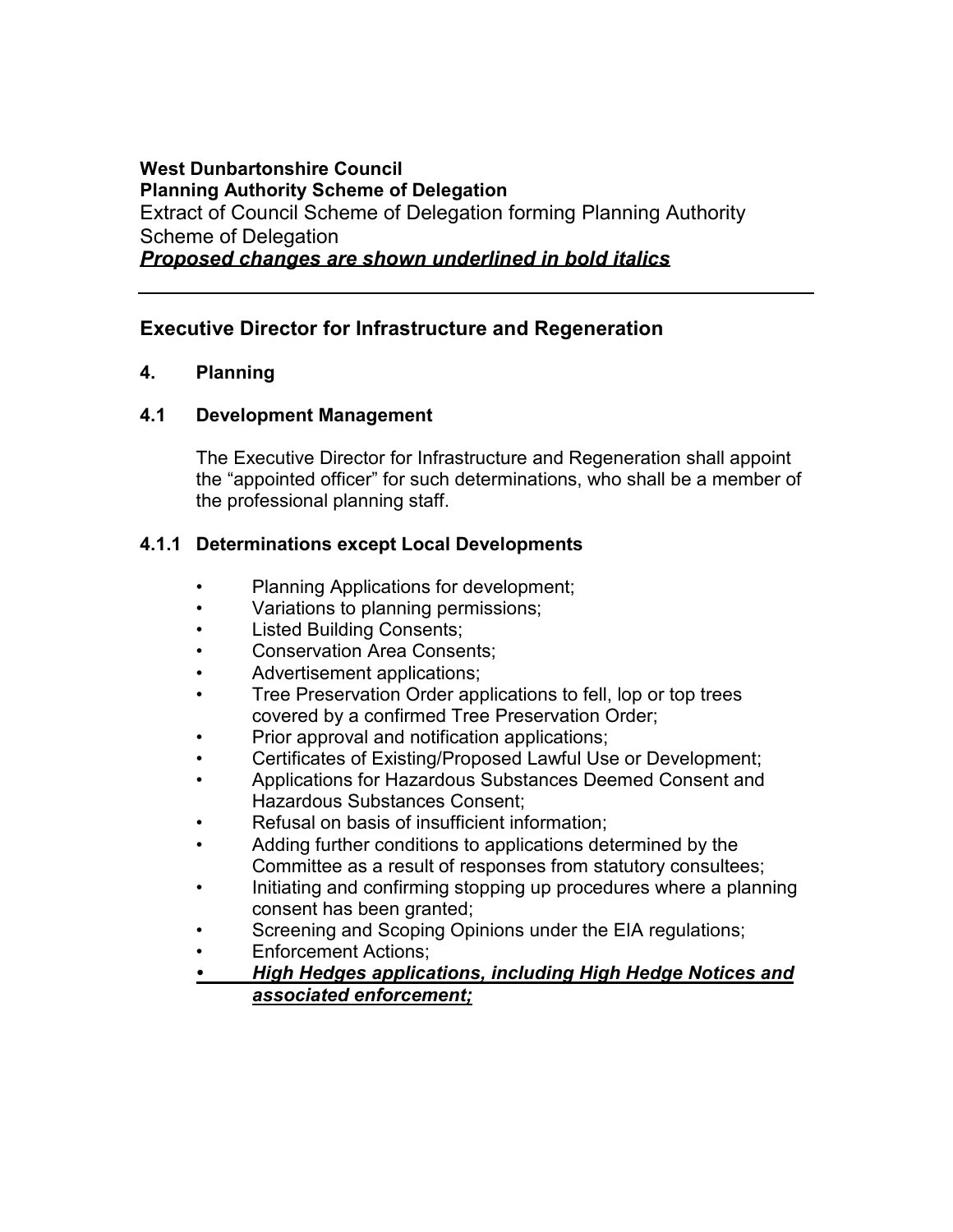**West Dunbartonshire Council**
**Planning Authority Scheme of Delegation**
Extract of Council Scheme of Delegation forming Planning Authority Scheme of Delegation
***<u>Proposed changes are shown underlined in bold italics</u>***

---

## Executive Director for Infrastructure and Regeneration

### 4. Planning

### 4.1 Development Management

The Executive Director for Infrastructure and Regeneration shall appoint the "appointed officer" for such determinations, who shall be a member of the professional planning staff.

### 4.1.1 Determinations except Local Developments

- Planning Applications for development;
- Variations to planning permissions;
- Listed Building Consents;
- Conservation Area Consents;
- Advertisement applications;
- Tree Preservation Order applications to fell, lop or top trees covered by a confirmed Tree Preservation Order;
- Prior approval and notification applications;
- Certificates of Existing/Proposed Lawful Use or Development;
- Applications for Hazardous Substances Deemed Consent and Hazardous Substances Consent;
- Refusal on basis of insufficient information;
- Adding further conditions to applications determined by the Committee as a result of responses from statutory consultees;
- Initiating and confirming stopping up procedures where a planning consent has been granted;
- Screening and Scoping Opinions under the EIA regulations;
- Enforcement Actions;
- ***<u>High Hedges applications, including High Hedge Notices and associated enforcement;</u>***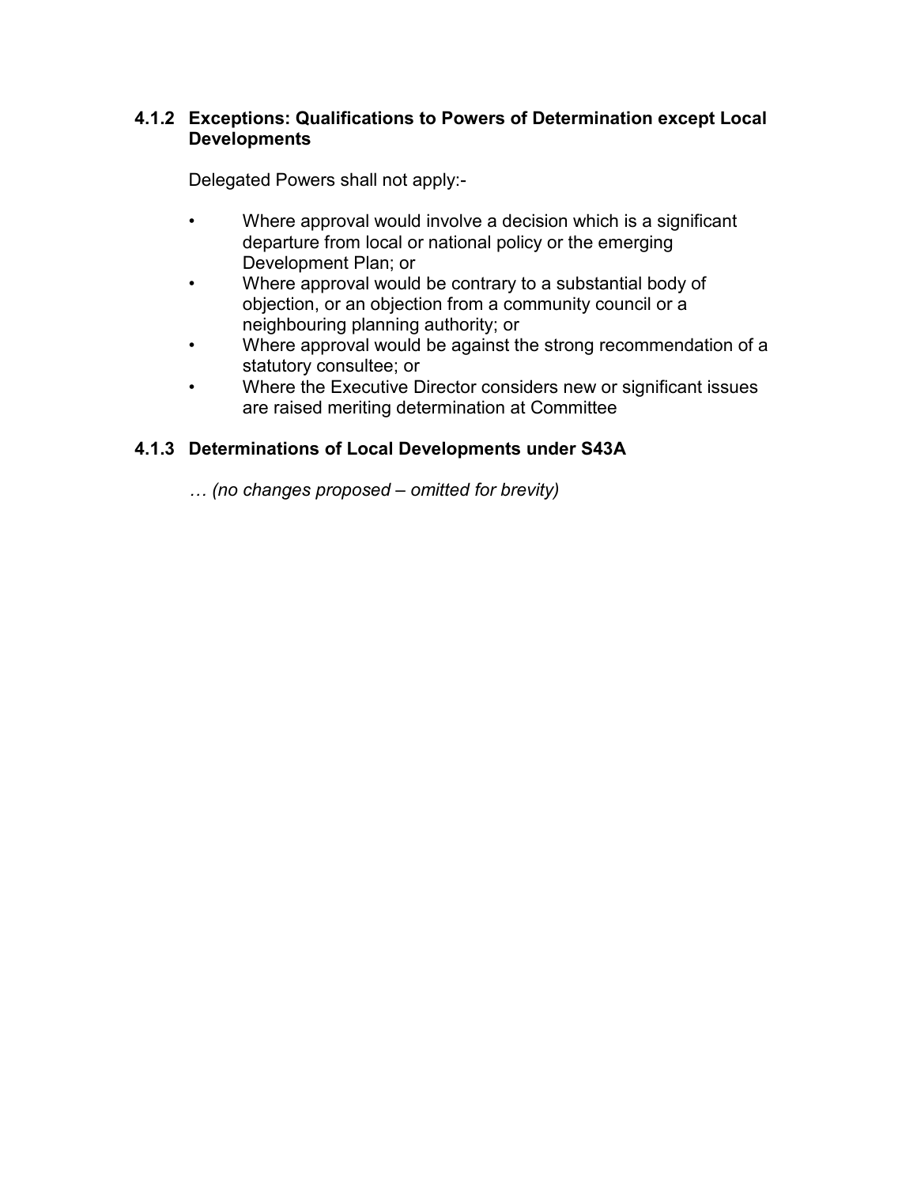### 4.1.2 Exceptions: Qualifications to Powers of Determination except Local Developments

Delegated Powers shall not apply:-

- Where approval would involve a decision which is a significant departure from local or national policy or the emerging Development Plan; or
- Where approval would be contrary to a substantial body of objection, or an objection from a community council or a neighbouring planning authority; or
- Where approval would be against the strong recommendation of a statutory consultee; or
- Where the Executive Director considers new or significant issues are raised meriting determination at Committee

### 4.1.3 Determinations of Local Developments under S43A

*… (no changes proposed – omitted for brevity)*